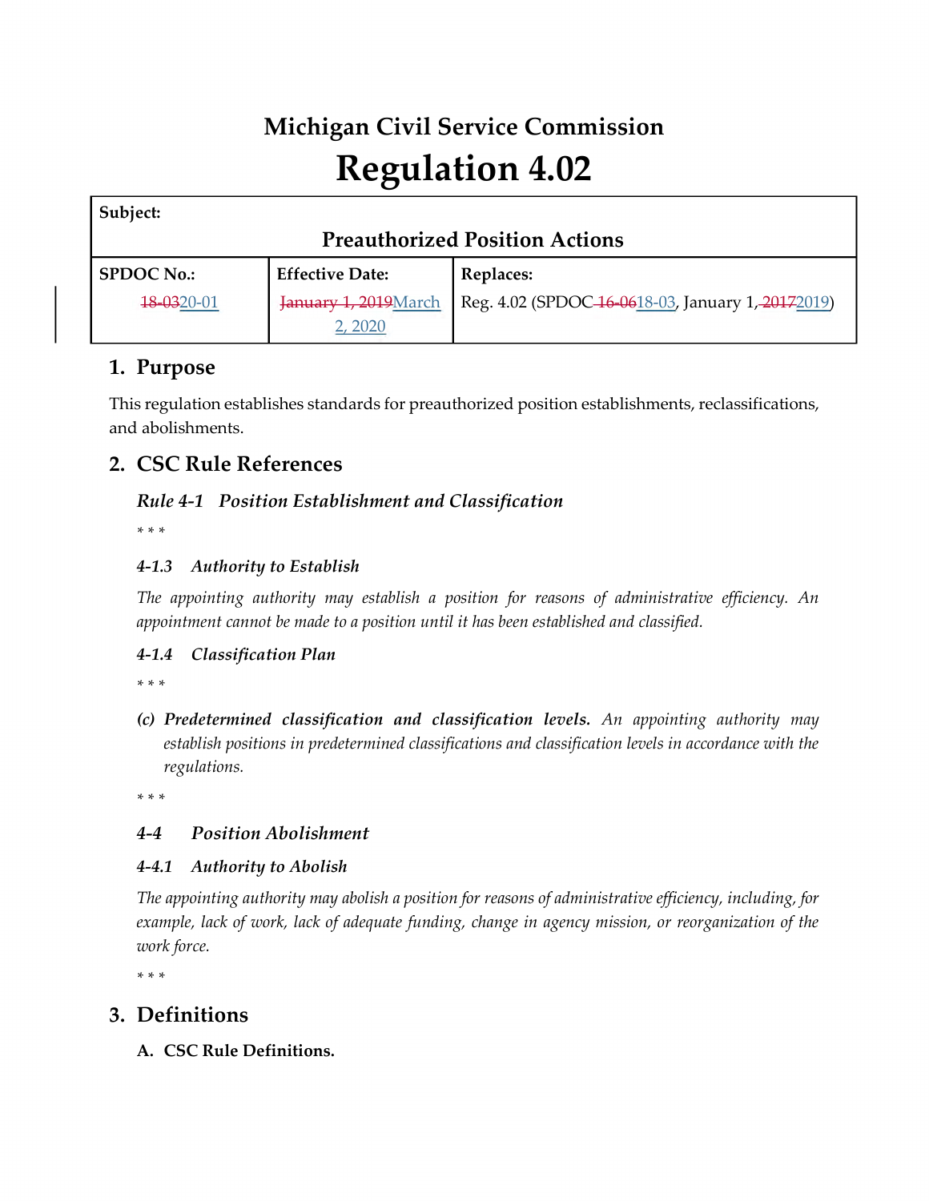# Michigan Civil Service Commission

# Regulation 4.02

| Subject: | | |
|---|---|---|
| **Preauthorized Position Actions** | | |
| **SPDOC No.:** ~~18-03~~20-01 | **Effective Date:** ~~January 1, 2019~~March 2, 2020 | **Replaces:** Reg. 4.02 (SPDOC ~~16-06~~18-03, January 1, ~~2017~~2019) |

## 1. Purpose

This regulation establishes standards for preauthorized position establishments, reclassifications, and abolishments.

## 2. CSC Rule References

### *Rule 4-1 Position Establishment and Classification*

*\* \* \**

#### *4-1.3 Authority to Establish*

*The appointing authority may establish a position for reasons of administrative efficiency. An appointment cannot be made to a position until it has been established and classified.*

#### *4-1.4 Classification Plan*

*\* \* \**

*(c)* ***Predetermined classification and classification levels.*** *An appointing authority may establish positions in predetermined classifications and classification levels in accordance with the regulations.*

*\* \* \**

### *4-4 Position Abolishment*

#### *4-4.1 Authority to Abolish*

*The appointing authority may abolish a position for reasons of administrative efficiency, including, for example, lack of work, lack of adequate funding, change in agency mission, or reorganization of the work force.*

*\* \* \**

## 3. Definitions

**A. CSC Rule Definitions.**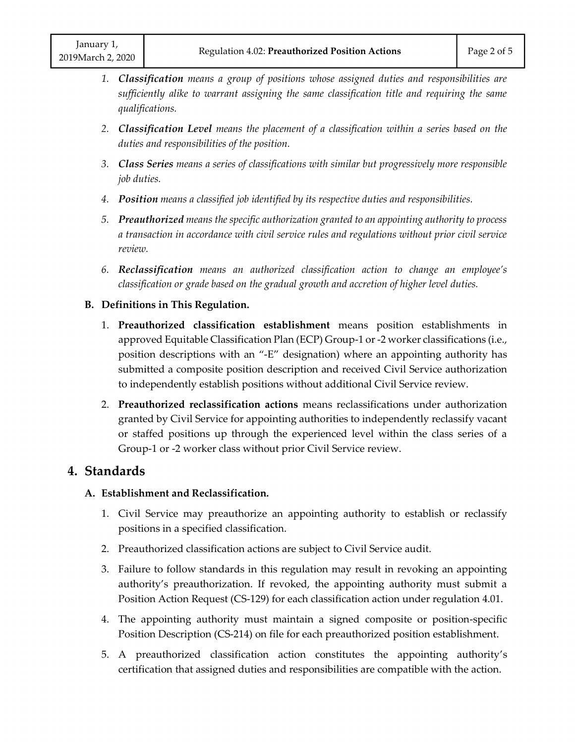1. ***Classification*** *means a group of positions whose assigned duties and responsibilities are sufficiently alike to warrant assigning the same classification title and requiring the same qualifications.*

2. ***Classification Level*** *means the placement of a classification within a series based on the duties and responsibilities of the position.*

3. ***Class Series*** *means a series of classifications with similar but progressively more responsible job duties.*

4. ***Position*** *means a classified job identified by its respective duties and responsibilities.*

5. ***Preauthorized*** *means the specific authorization granted to an appointing authority to process a transaction in accordance with civil service rules and regulations without prior civil service review.*

6. ***Reclassification*** *means an authorized classification action to change an employee's classification or grade based on the gradual growth and accretion of higher level duties.*

### B. Definitions in This Regulation.

1. **Preauthorized classification establishment** means position establishments in approved Equitable Classification Plan (ECP) Group-1 or -2 worker classifications (i.e., position descriptions with an "-E" designation) where an appointing authority has submitted a composite position description and received Civil Service authorization to independently establish positions without additional Civil Service review.

2. **Preauthorized reclassification actions** means reclassifications under authorization granted by Civil Service for appointing authorities to independently reclassify vacant or staffed positions up through the experienced level within the class series of a Group-1 or -2 worker class without prior Civil Service review.

## 4. Standards

### A. Establishment and Reclassification.

1. Civil Service may preauthorize an appointing authority to establish or reclassify positions in a specified classification.

2. Preauthorized classification actions are subject to Civil Service audit.

3. Failure to follow standards in this regulation may result in revoking an appointing authority's preauthorization. If revoked, the appointing authority must submit a Position Action Request (CS-129) for each classification action under regulation 4.01.

4. The appointing authority must maintain a signed composite or position-specific Position Description (CS-214) on file for each preauthorized position establishment.

5. A preauthorized classification action constitutes the appointing authority's certification that assigned duties and responsibilities are compatible with the action.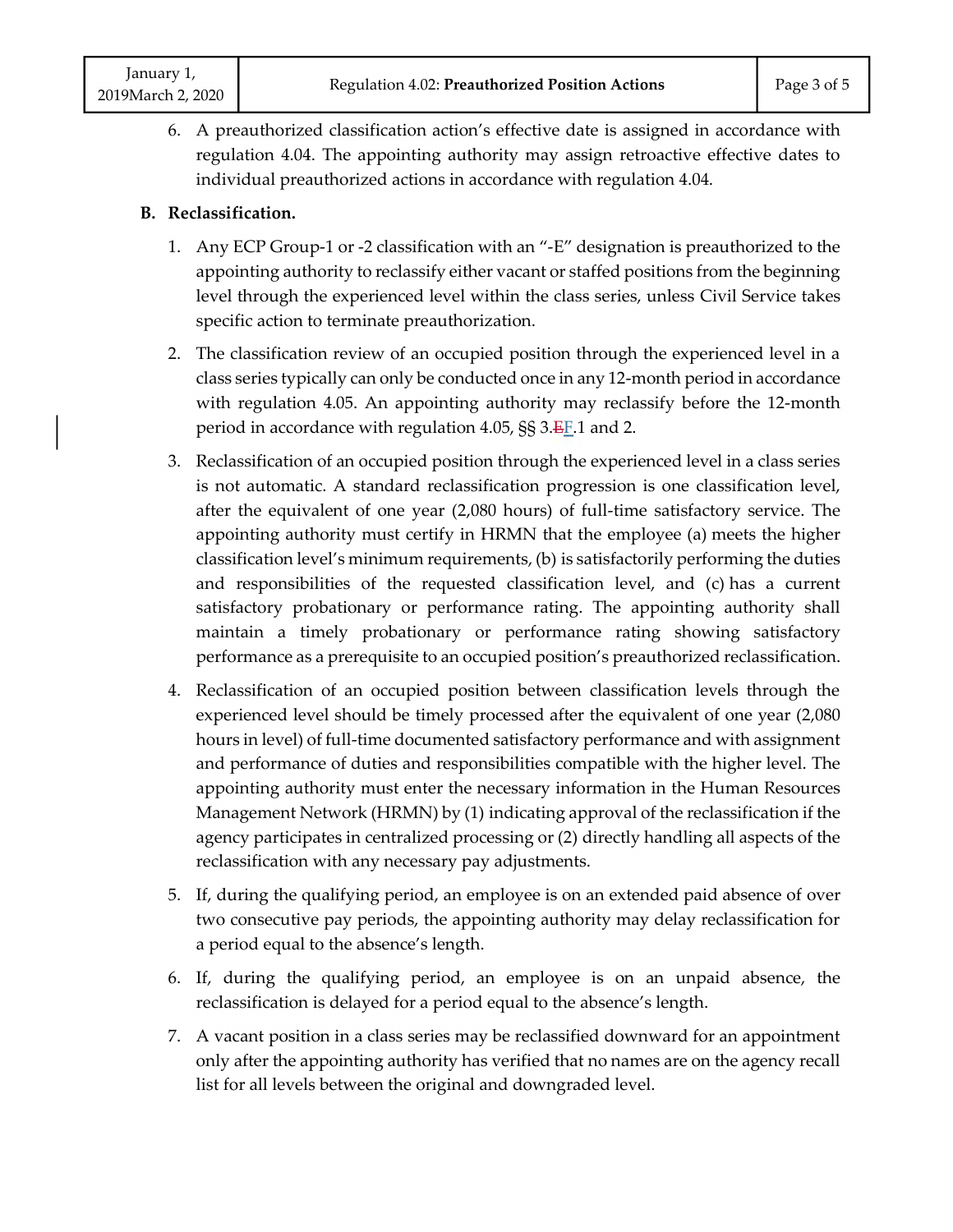6. A preauthorized classification action's effective date is assigned in accordance with regulation 4.04. The appointing authority may assign retroactive effective dates to individual preauthorized actions in accordance with regulation 4.04.

**B. Reclassification.**

1. Any ECP Group-1 or -2 classification with an "-E" designation is preauthorized to the appointing authority to reclassify either vacant or staffed positions from the beginning level through the experienced level within the class series, unless Civil Service takes specific action to terminate preauthorization.
2. The classification review of an occupied position through the experienced level in a class series typically can only be conducted once in any 12-month period in accordance with regulation 4.05. An appointing authority may reclassify before the 12-month period in accordance with regulation 4.05, §§ 3.~~E~~F.1 and 2.
3. Reclassification of an occupied position through the experienced level in a class series is not automatic. A standard reclassification progression is one classification level, after the equivalent of one year (2,080 hours) of full-time satisfactory service. The appointing authority must certify in HRMN that the employee (a) meets the higher classification level's minimum requirements, (b) is satisfactorily performing the duties and responsibilities of the requested classification level, and (c) has a current satisfactory probationary or performance rating. The appointing authority shall maintain a timely probationary or performance rating showing satisfactory performance as a prerequisite to an occupied position's preauthorized reclassification.
4. Reclassification of an occupied position between classification levels through the experienced level should be timely processed after the equivalent of one year (2,080 hours in level) of full-time documented satisfactory performance and with assignment and performance of duties and responsibilities compatible with the higher level. The appointing authority must enter the necessary information in the Human Resources Management Network (HRMN) by (1) indicating approval of the reclassification if the agency participates in centralized processing or (2) directly handling all aspects of the reclassification with any necessary pay adjustments.
5. If, during the qualifying period, an employee is on an extended paid absence of over two consecutive pay periods, the appointing authority may delay reclassification for a period equal to the absence's length.
6. If, during the qualifying period, an employee is on an unpaid absence, the reclassification is delayed for a period equal to the absence's length.
7. A vacant position in a class series may be reclassified downward for an appointment only after the appointing authority has verified that no names are on the agency recall list for all levels between the original and downgraded level.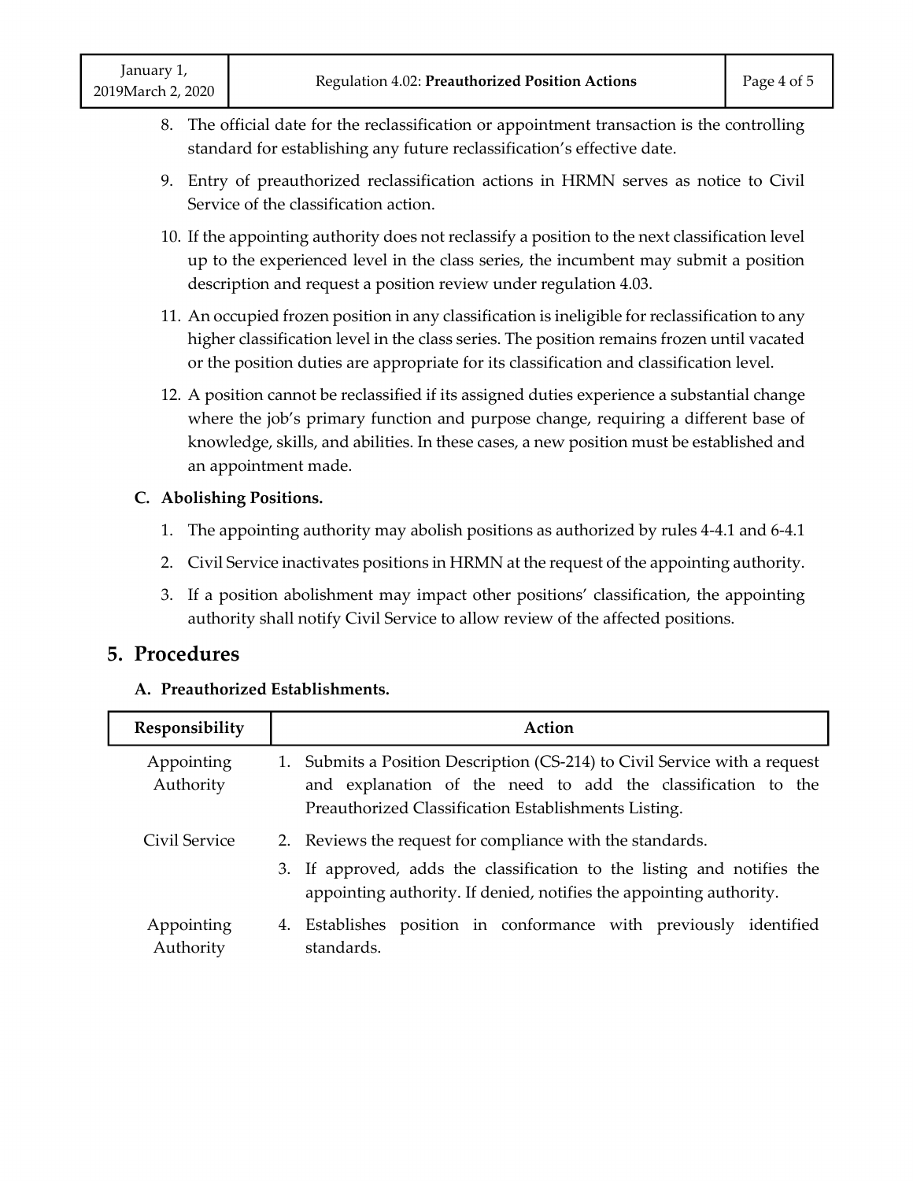8. The official date for the reclassification or appointment transaction is the controlling standard for establishing any future reclassification's effective date.

9. Entry of preauthorized reclassification actions in HRMN serves as notice to Civil Service of the classification action.

10. If the appointing authority does not reclassify a position to the next classification level up to the experienced level in the class series, the incumbent may submit a position description and request a position review under regulation 4.03.

11. An occupied frozen position in any classification is ineligible for reclassification to any higher classification level in the class series. The position remains frozen until vacated or the position duties are appropriate for its classification and classification level.

12. A position cannot be reclassified if its assigned duties experience a substantial change where the job's primary function and purpose change, requiring a different base of knowledge, skills, and abilities. In these cases, a new position must be established and an appointment made.

### C. Abolishing Positions.

1. The appointing authority may abolish positions as authorized by rules 4-4.1 and 6-4.1

2. Civil Service inactivates positions in HRMN at the request of the appointing authority.

3. If a position abolishment may impact other positions' classification, the appointing authority shall notify Civil Service to allow review of the affected positions.

## 5. Procedures

### A. Preauthorized Establishments.

| Responsibility | Action |
| --- | --- |
| Appointing Authority | 1. Submits a Position Description (CS-214) to Civil Service with a request and explanation of the need to add the classification to the Preauthorized Classification Establishments Listing. |
| Civil Service | 2. Reviews the request for compliance with the standards. |
| | 3. If approved, adds the classification to the listing and notifies the appointing authority. If denied, notifies the appointing authority. |
| Appointing Authority | 4. Establishes position in conformance with previously identified standards. |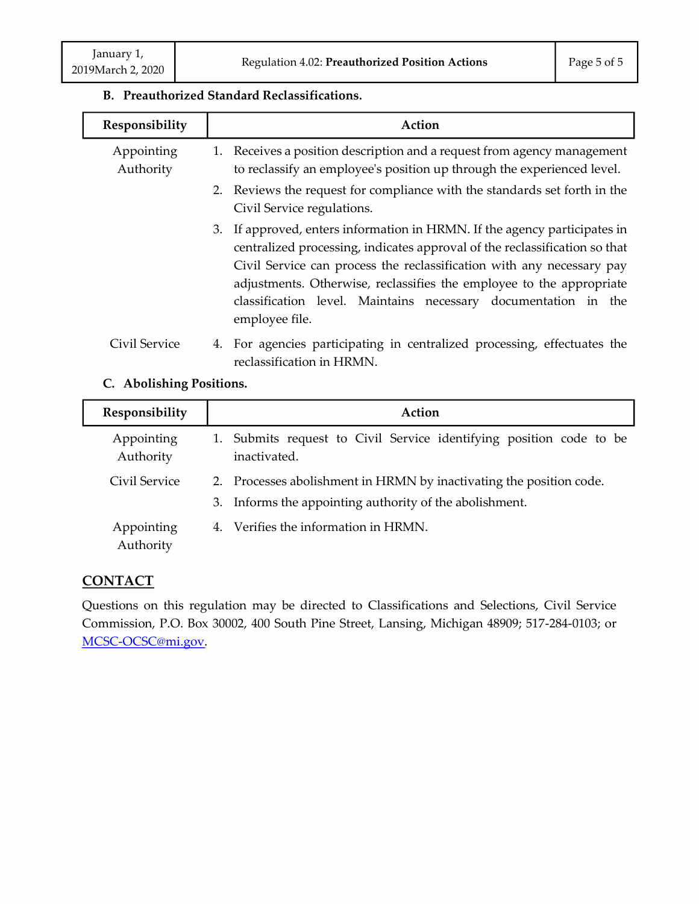### B. Preauthorized Standard Reclassifications.

| Responsibility | Action |
|---|---|
| Appointing Authority | 1. Receives a position description and a request from agency management to reclassify an employee's position up through the experienced level. |
| | 2. Reviews the request for compliance with the standards set forth in the Civil Service regulations. |
| | 3. If approved, enters information in HRMN. If the agency participates in centralized processing, indicates approval of the reclassification so that Civil Service can process the reclassification with any necessary pay adjustments. Otherwise, reclassifies the employee to the appropriate classification level. Maintains necessary documentation in the employee file. |
| Civil Service | 4. For agencies participating in centralized processing, effectuates the reclassification in HRMN. |

### C. Abolishing Positions.

| Responsibility | Action |
|---|---|
| Appointing Authority | 1. Submits request to Civil Service identifying position code to be inactivated. |
| Civil Service | 2. Processes abolishment in HRMN by inactivating the position code. |
| | 3. Informs the appointing authority of the abolishment. |
| Appointing Authority | 4. Verifies the information in HRMN. |

## CONTACT

Questions on this regulation may be directed to Classifications and Selections, Civil Service Commission, P.O. Box 30002, 400 South Pine Street, Lansing, Michigan 48909; 517-284-0103; or MCSC-OCSC@mi.gov.